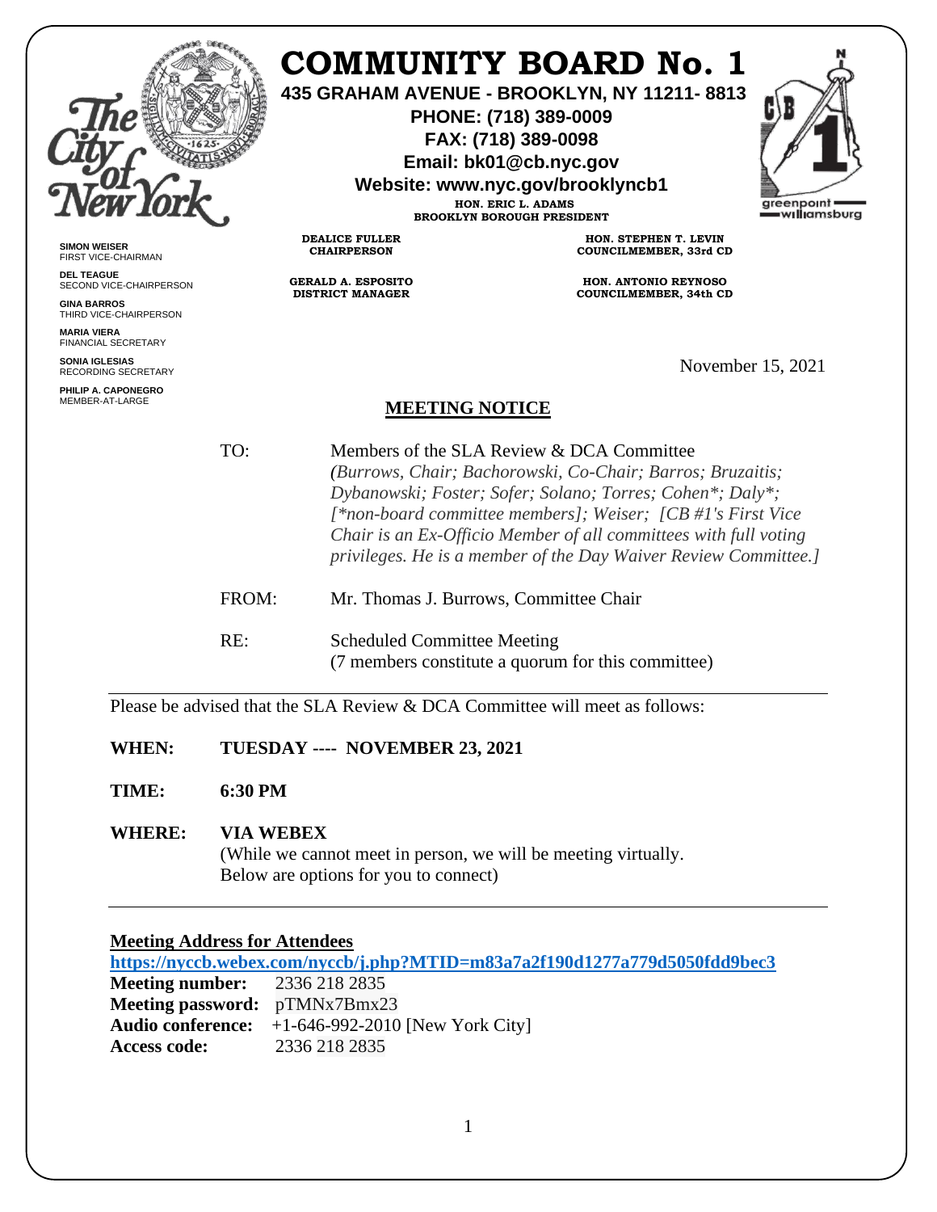# COMMUNITY BOARD No. 1

**435 GRAHAM AVENUE - BROOKLYN, NY 11211- 8813**
**PHONE: (718) 389-0009**
**FAX: (718) 389-0098**
**Email: bk01@cb.nyc.gov**
**Website: www.nyc.gov/brooklyncb1**

**HON. ERIC L. ADAMS**
**BROOKLYN BOROUGH PRESIDENT**

**DEALICE FULLER**
**CHAIRPERSON**

**GERALD A. ESPOSITO**
**DISTRICT MANAGER**

**HON. STEPHEN T. LEVIN**
**COUNCILMEMBER, 33rd CD**

**HON. ANTONIO REYNOSO**
**COUNCILMEMBER, 34th CD**

**SIMON WEISER**
FIRST VICE-CHAIRMAN

**DEL TEAGUE**
SECOND VICE-CHAIRPERSON

**GINA BARROS**
THIRD VICE-CHAIRPERSON

**MARIA VIERA**
FINANCIAL SECRETARY

**SONIA IGLESIAS**
RECORDING SECRETARY

**PHILIP A. CAPONEGRO**
MEMBER-AT-LARGE

November 15, 2021

## MEETING NOTICE

TO: Members of the SLA Review & DCA Committee
*(Burrows, Chair; Bachorowski, Co-Chair; Barros; Bruzaitis; Dybanowski; Foster; Sofer; Solano; Torres; Cohen*; Daly*; [*non-board committee members]; Weiser; [CB #1's First Vice Chair is an Ex-Officio Member of all committees with full voting privileges. He is a member of the Day Waiver Review Committee.]*

FROM: Mr. Thomas J. Burrows, Committee Chair

RE: Scheduled Committee Meeting
(7 members constitute a quorum for this committee)

---

Please be advised that the SLA Review & DCA Committee will meet as follows:

**WHEN:** **TUESDAY ---- NOVEMBER 23, 2021**

**TIME:** **6:30 PM**

**WHERE:** **VIA WEBEX**
(While we cannot meet in person, we will be meeting virtually.
Below are options for you to connect)

---

**Meeting Address for Attendees**
**https://nyccb.webex.com/nyccb/j.php?MTID=m83a7a2f190d1277a779d5050fdd9bec3**
**Meeting number:** 2336 218 2835
**Meeting password:** pTMNx7Bmx23
**Audio conference:** +1-646-992-2010 [New York City]
**Access code:** 2336 218 2835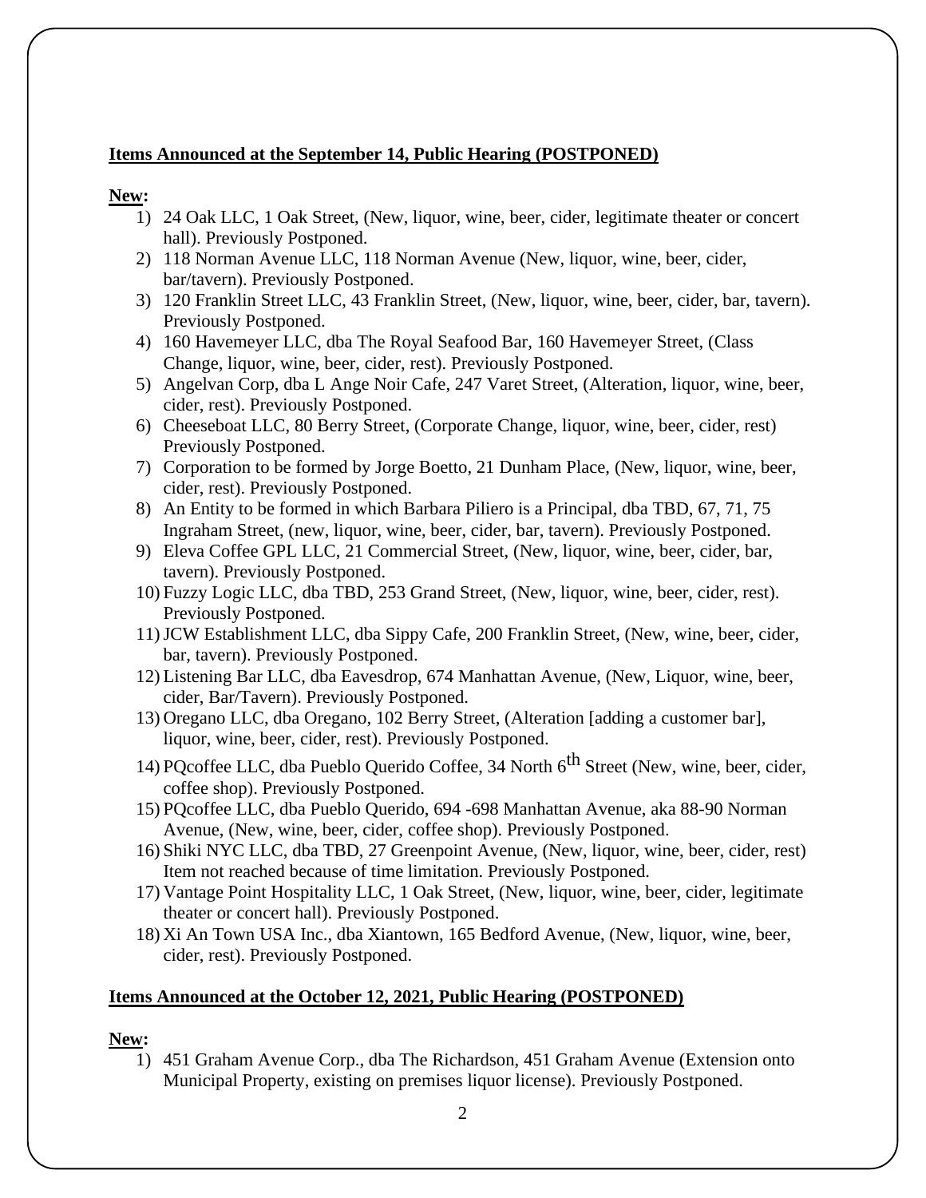**Items Announced at the September 14, Public Hearing (POSTPONED)**

**New:**

1) 24 Oak LLC, 1 Oak Street, (New, liquor, wine, beer, cider, legitimate theater or concert hall). Previously Postponed.
2) 118 Norman Avenue LLC, 118 Norman Avenue (New, liquor, wine, beer, cider, bar/tavern). Previously Postponed.
3) 120 Franklin Street LLC, 43 Franklin Street, (New, liquor, wine, beer, cider, bar, tavern). Previously Postponed.
4) 160 Havemeyer LLC, dba The Royal Seafood Bar, 160 Havemeyer Street, (Class Change, liquor, wine, beer, cider, rest). Previously Postponed.
5) Angelvan Corp, dba L Ange Noir Cafe, 247 Varet Street, (Alteration, liquor, wine, beer, cider, rest). Previously Postponed.
6) Cheeseboat LLC, 80 Berry Street, (Corporate Change, liquor, wine, beer, cider, rest) Previously Postponed.
7) Corporation to be formed by Jorge Boetto, 21 Dunham Place, (New, liquor, wine, beer, cider, rest). Previously Postponed.
8) An Entity to be formed in which Barbara Piliero is a Principal, dba TBD, 67, 71, 75 Ingraham Street, (new, liquor, wine, beer, cider, bar, tavern). Previously Postponed.
9) Eleva Coffee GPL LLC, 21 Commercial Street, (New, liquor, wine, beer, cider, bar, tavern). Previously Postponed.
10) Fuzzy Logic LLC, dba TBD, 253 Grand Street, (New, liquor, wine, beer, cider, rest). Previously Postponed.
11) JCW Establishment LLC, dba Sippy Cafe, 200 Franklin Street, (New, wine, beer, cider, bar, tavern). Previously Postponed.
12) Listening Bar LLC, dba Eavesdrop, 674 Manhattan Avenue, (New, Liquor, wine, beer, cider, Bar/Tavern). Previously Postponed.
13) Oregano LLC, dba Oregano, 102 Berry Street, (Alteration [adding a customer bar], liquor, wine, beer, cider, rest). Previously Postponed.
14) PQcoffee LLC, dba Pueblo Querido Coffee, 34 North 6th Street (New, wine, beer, cider, coffee shop). Previously Postponed.
15) PQcoffee LLC, dba Pueblo Querido, 694 -698 Manhattan Avenue, aka 88-90 Norman Avenue, (New, wine, beer, cider, coffee shop). Previously Postponed.
16) Shiki NYC LLC, dba TBD, 27 Greenpoint Avenue, (New, liquor, wine, beer, cider, rest) Item not reached because of time limitation. Previously Postponed.
17) Vantage Point Hospitality LLC, 1 Oak Street, (New, liquor, wine, beer, cider, legitimate theater or concert hall). Previously Postponed.
18) Xi An Town USA Inc., dba Xiantown, 165 Bedford Avenue, (New, liquor, wine, beer, cider, rest). Previously Postponed.

**Items Announced at the October 12, 2021, Public Hearing (POSTPONED)**

**New:**

1) 451 Graham Avenue Corp., dba The Richardson, 451 Graham Avenue (Extension onto Municipal Property, existing on premises liquor license). Previously Postponed.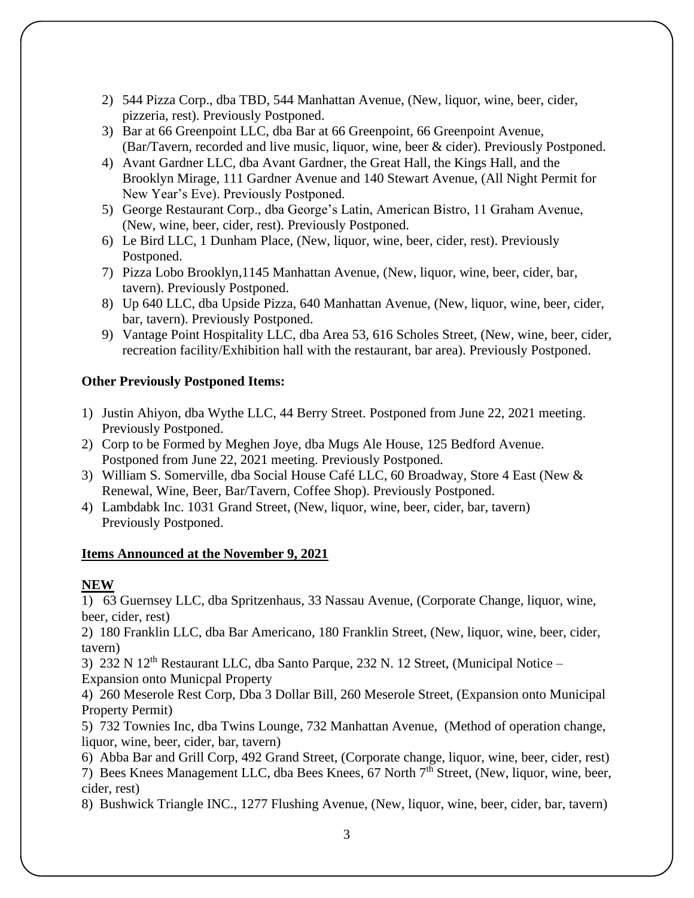2) 544 Pizza Corp., dba TBD, 544 Manhattan Avenue, (New, liquor, wine, beer, cider, pizzeria, rest). Previously Postponed.
3) Bar at 66 Greenpoint LLC, dba Bar at 66 Greenpoint, 66 Greenpoint Avenue, (Bar/Tavern, recorded and live music, liquor, wine, beer & cider). Previously Postponed.
4) Avant Gardner LLC, dba Avant Gardner, the Great Hall, the Kings Hall, and the Brooklyn Mirage, 111 Gardner Avenue and 140 Stewart Avenue, (All Night Permit for New Year's Eve). Previously Postponed.
5) George Restaurant Corp., dba George's Latin, American Bistro, 11 Graham Avenue, (New, wine, beer, cider, rest). Previously Postponed.
6) Le Bird LLC, 1 Dunham Place, (New, liquor, wine, beer, cider, rest). Previously Postponed.
7) Pizza Lobo Brooklyn,1145 Manhattan Avenue, (New, liquor, wine, beer, cider, bar, tavern). Previously Postponed.
8) Up 640 LLC, dba Upside Pizza, 640 Manhattan Avenue, (New, liquor, wine, beer, cider, bar, tavern). Previously Postponed.
9) Vantage Point Hospitality LLC, dba Area 53, 616 Scholes Street, (New, wine, beer, cider, recreation facility/Exhibition hall with the restaurant, bar area). Previously Postponed.

**Other Previously Postponed Items:**

1) Justin Ahiyon, dba Wythe LLC, 44 Berry Street. Postponed from June 22, 2021 meeting. Previously Postponed.
2) Corp to be Formed by Meghen Joye, dba Mugs Ale House, 125 Bedford Avenue. Postponed from June 22, 2021 meeting. Previously Postponed.
3) William S. Somerville, dba Social House Café LLC, 60 Broadway, Store 4 East (New & Renewal, Wine, Beer, Bar/Tavern, Coffee Shop). Previously Postponed.
4) Lambdabk Inc. 1031 Grand Street, (New, liquor, wine, beer, cider, bar, tavern) Previously Postponed.

**Items Announced at the November 9, 2021**

**NEW**

1) 63 Guernsey LLC, dba Spritzenhaus, 33 Nassau Avenue, (Corporate Change, liquor, wine, beer, cider, rest)
2) 180 Franklin LLC, dba Bar Americano, 180 Franklin Street, (New, liquor, wine, beer, cider, tavern)
3) 232 N 12th Restaurant LLC, dba Santo Parque, 232 N. 12 Street, (Municipal Notice – Expansion onto Municpal Property
4) 260 Meserole Rest Corp, Dba 3 Dollar Bill, 260 Meserole Street, (Expansion onto Municipal Property Permit)
5) 732 Townies Inc, dba Twins Lounge, 732 Manhattan Avenue, (Method of operation change, liquor, wine, beer, cider, bar, tavern)
6) Abba Bar and Grill Corp, 492 Grand Street, (Corporate change, liquor, wine, beer, cider, rest)
7) Bees Knees Management LLC, dba Bees Knees, 67 North 7th Street, (New, liquor, wine, beer, cider, rest)
8) Bushwick Triangle INC., 1277 Flushing Avenue, (New, liquor, wine, beer, cider, bar, tavern)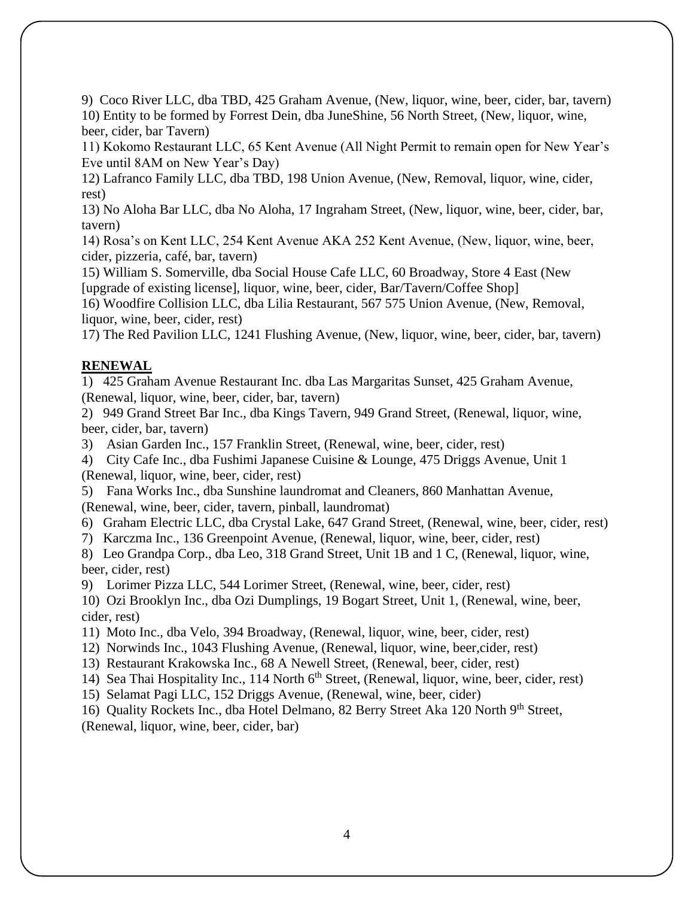9) Coco River LLC, dba TBD, 425 Graham Avenue, (New, liquor, wine, beer, cider, bar, tavern)
10) Entity to be formed by Forrest Dein, dba JuneShine, 56 North Street, (New, liquor, wine, beer, cider, bar Tavern)
11) Kokomo Restaurant LLC, 65 Kent Avenue (All Night Permit to remain open for New Year's Eve until 8AM on New Year's Day)
12) Lafranco Family LLC, dba TBD, 198 Union Avenue, (New, Removal, liquor, wine, cider, rest)
13) No Aloha Bar LLC, dba No Aloha, 17 Ingraham Street, (New, liquor, wine, beer, cider, bar, tavern)
14) Rosa's on Kent LLC, 254 Kent Avenue AKA 252 Kent Avenue, (New, liquor, wine, beer, cider, pizzeria, café, bar, tavern)
15) William S. Somerville, dba Social House Cafe LLC, 60 Broadway, Store 4 East (New [upgrade of existing license], liquor, wine, beer, cider, Bar/Tavern/Coffee Shop]
16) Woodfire Collision LLC, dba Lilia Restaurant, 567 575 Union Avenue, (New, Removal, liquor, wine, beer, cider, rest)
17) The Red Pavilion LLC, 1241 Flushing Avenue, (New, liquor, wine, beer, cider, bar, tavern)

**RENEWAL**

1) 425 Graham Avenue Restaurant Inc. dba Las Margaritas Sunset, 425 Graham Avenue, (Renewal, liquor, wine, beer, cider, bar, tavern)
2) 949 Grand Street Bar Inc., dba Kings Tavern, 949 Grand Street, (Renewal, liquor, wine, beer, cider, bar, tavern)
3) Asian Garden Inc., 157 Franklin Street, (Renewal, wine, beer, cider, rest)
4) City Cafe Inc., dba Fushimi Japanese Cuisine & Lounge, 475 Driggs Avenue, Unit 1 (Renewal, liquor, wine, beer, cider, rest)
5) Fana Works Inc., dba Sunshine laundromat and Cleaners, 860 Manhattan Avenue, (Renewal, wine, beer, cider, tavern, pinball, laundromat)
6) Graham Electric LLC, dba Crystal Lake, 647 Grand Street, (Renewal, wine, beer, cider, rest)
7) Karczma Inc., 136 Greenpoint Avenue, (Renewal, liquor, wine, beer, cider, rest)
8) Leo Grandpa Corp., dba Leo, 318 Grand Street, Unit 1B and 1 C, (Renewal, liquor, wine, beer, cider, rest)
9) Lorimer Pizza LLC, 544 Lorimer Street, (Renewal, wine, beer, cider, rest)
10) Ozi Brooklyn Inc., dba Ozi Dumplings, 19 Bogart Street, Unit 1, (Renewal, wine, beer, cider, rest)
11) Moto Inc., dba Velo, 394 Broadway, (Renewal, liquor, wine, beer, cider, rest)
12) Norwinds Inc., 1043 Flushing Avenue, (Renewal, liquor, wine, beer,cider, rest)
13) Restaurant Krakowska Inc., 68 A Newell Street, (Renewal, beer, cider, rest)
14) Sea Thai Hospitality Inc., 114 North 6th Street, (Renewal, liquor, wine, beer, cider, rest)
15) Selamat Pagi LLC, 152 Driggs Avenue, (Renewal, wine, beer, cider)
16) Quality Rockets Inc., dba Hotel Delmano, 82 Berry Street Aka 120 North 9th Street, (Renewal, liquor, wine, beer, cider, bar)